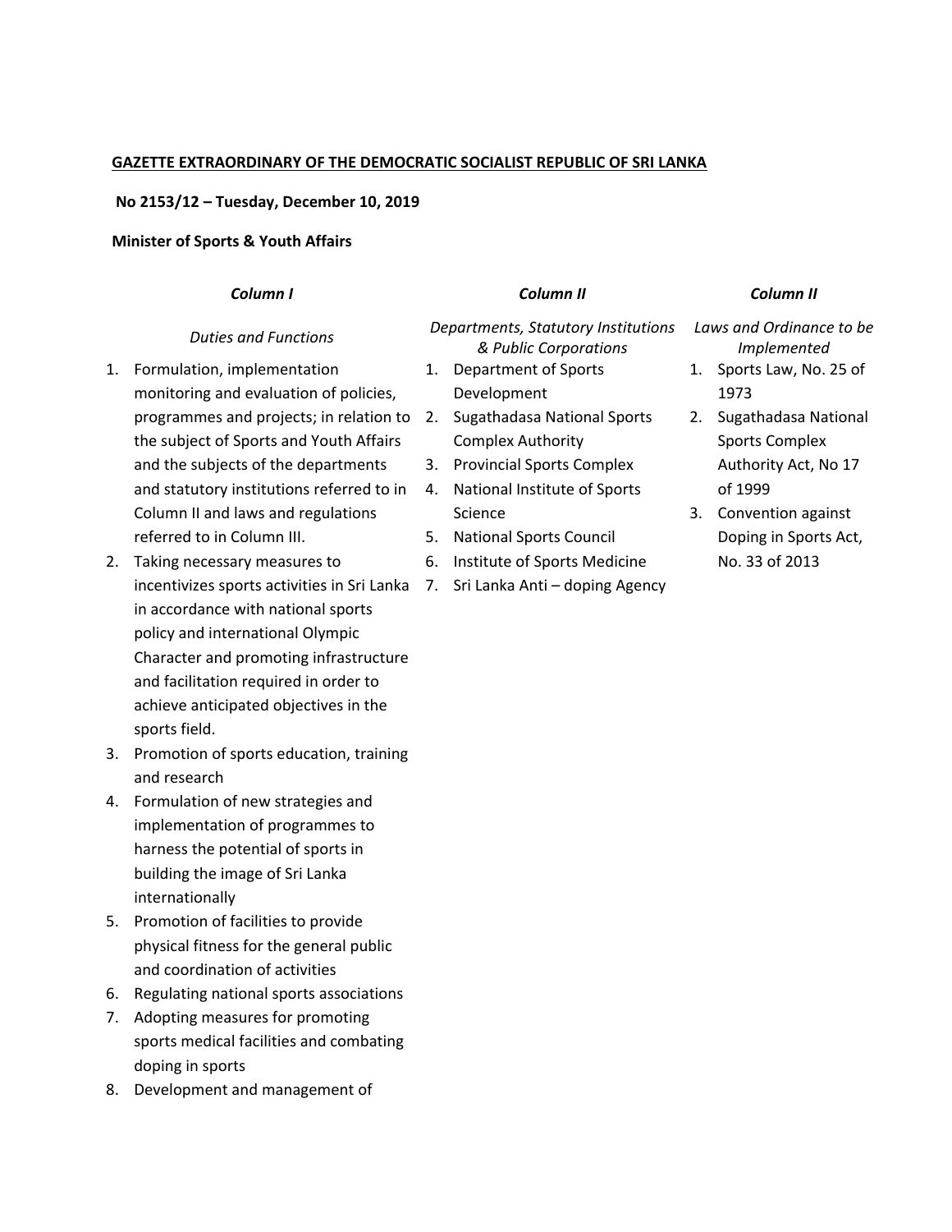**GAZETTE EXTRAORDINARY OF THE DEMOCRATIC SOCIALIST REPUBLIC OF SRI LANKA**

**No 2153/12 – Tuesday, December 10, 2019**

**Minister of Sports & Youth Affairs**

| ***Column I*** | ***Column II*** | ***Column II*** |
|---|---|---|
| *Duties and Functions* | *Departments, Statutory Institutions & Public Corporations* | *Laws and Ordinance to be Implemented* |
| 1. Formulation, implementation monitoring and evaluation of policies, programmes and projects; in relation to the subject of Sports and Youth Affairs and the subjects of the departments and statutory institutions referred to in Column II and laws and regulations referred to in Column III.<br>2. Taking necessary measures to incentivizes sports activities in Sri Lanka in accordance with national sports policy and international Olympic Character and promoting infrastructure and facilitation required in order to achieve anticipated objectives in the sports field.<br>3. Promotion of sports education, training and research<br>4. Formulation of new strategies and implementation of programmes to harness the potential of sports in building the image of Sri Lanka internationally<br>5. Promotion of facilities to provide physical fitness for the general public and coordination of activities<br>6. Regulating national sports associations<br>7. Adopting measures for promoting sports medical facilities and combating doping in sports<br>8. Development and management of | 1. Department of Sports Development<br>2. Sugathadasa National Sports Complex Authority<br>3. Provincial Sports Complex<br>4. National Institute of Sports Science<br>5. National Sports Council<br>6. Institute of Sports Medicine<br>7. Sri Lanka Anti – doping Agency | 1. Sports Law, No. 25 of 1973<br>2. Sugathadasa National Sports Complex Authority Act, No 17 of 1999<br>3. Convention against Doping in Sports Act, No. 33 of 2013 |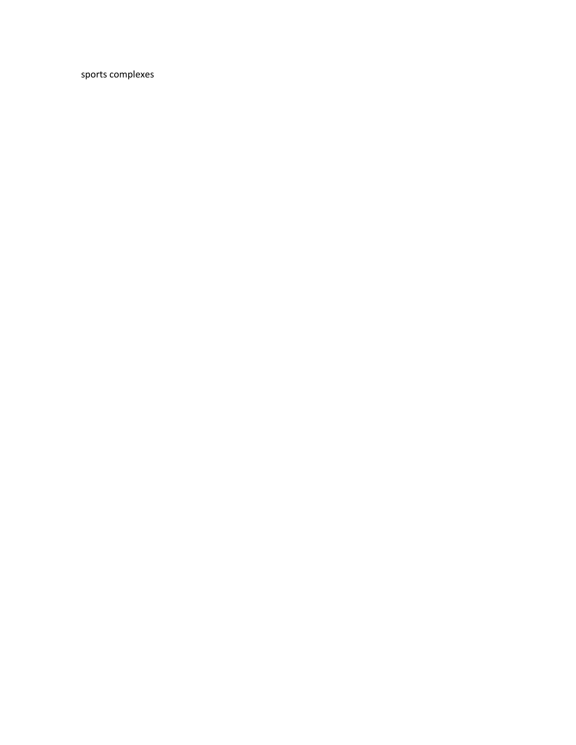sports complexes